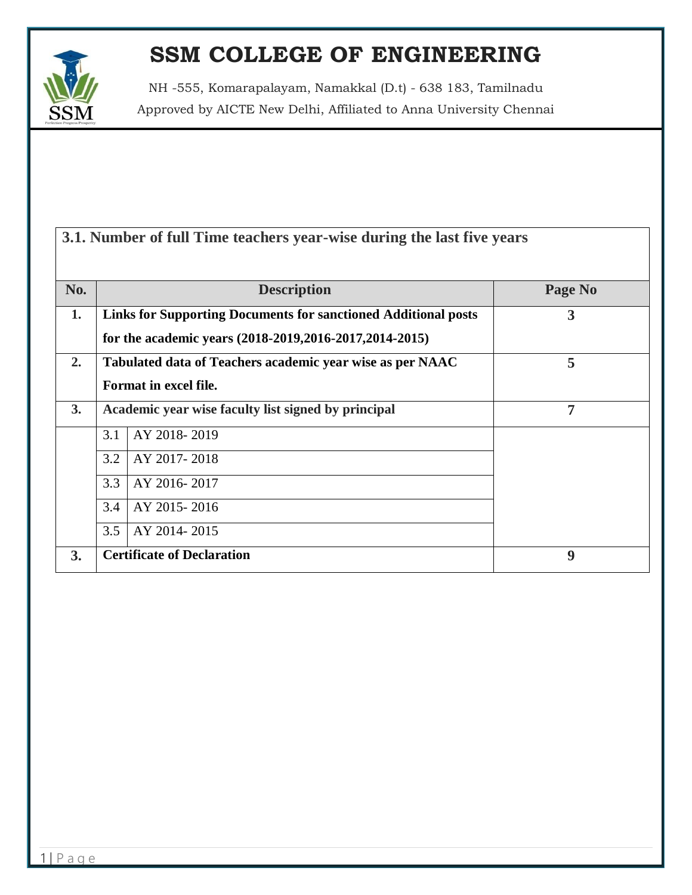# SSM COLLEGE OF ENGINEERING

NH -555, Komarapalayam, Namakkal (D.t) - 638 183, Tamilnadu

Approved by AICTE New Delhi, Affiliated to Anna University Chennai

## 3.1. Number of full Time teachers year-wise during the last five years

| No. | Description | | Page No |
|---|---|---|---|
| **1.** | **Links for Supporting Documents for sanctioned Additional posts for the academic years (2018-2019,2016-2017,2014-2015)** | | **3** |
| **2.** | **Tabulated data of Teachers academic year wise as per NAAC Format in excel file.** | | **5** |
| **3.** | **Academic year wise faculty list signed by principal** | | **7** |
| | 3.1 | AY 2018- 2019 | |
| | 3.2 | AY 2017- 2018 | |
| | 3.3 | AY 2016- 2017 | |
| | 3.4 | AY 2015- 2016 | |
| | 3.5 | AY 2014- 2015 | |
| **3.** | **Certificate of Declaration** | | **9** |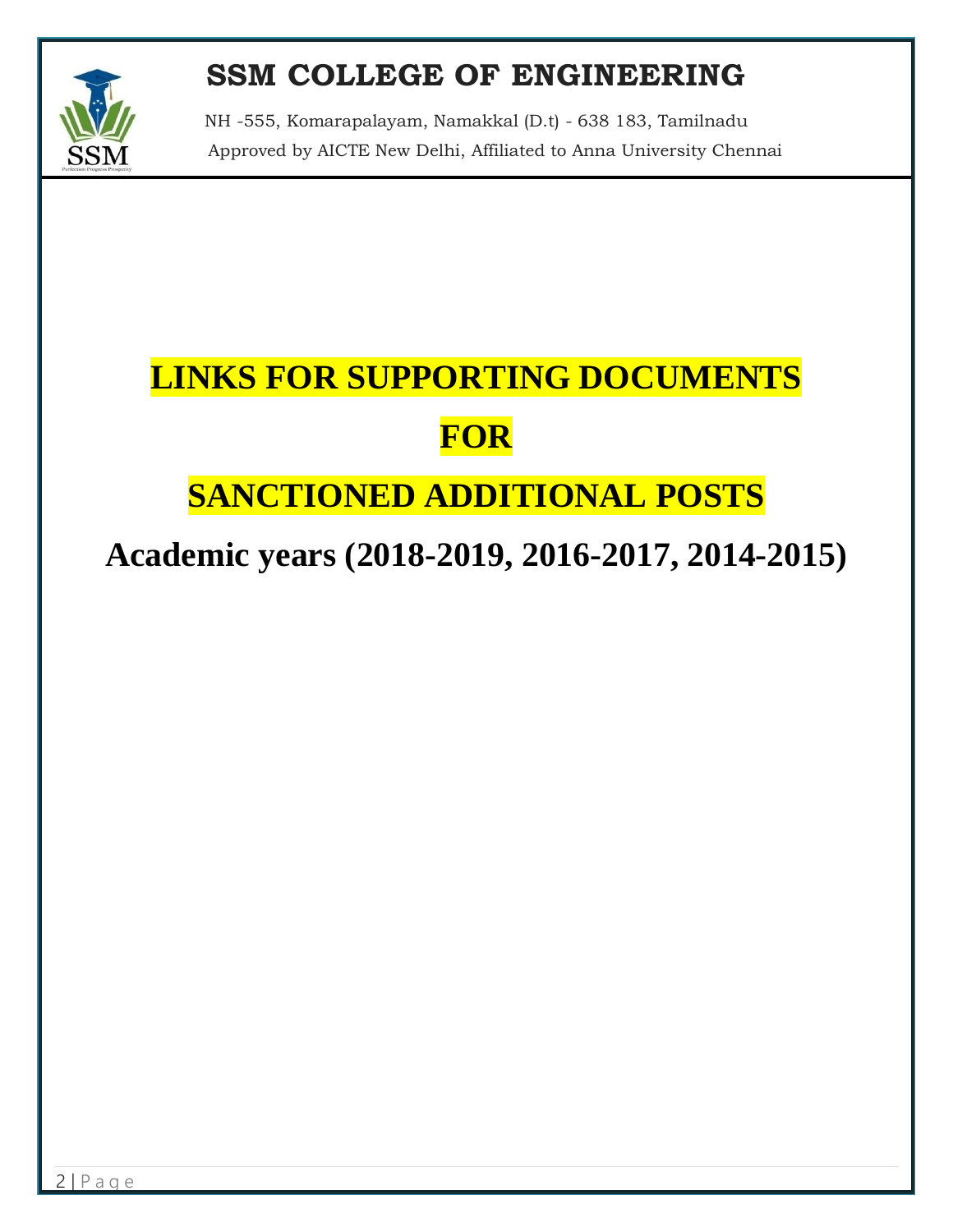# SSM COLLEGE OF ENGINEERING

NH -555, Komarapalayam, Namakkal (D.t) - 638 183, Tamilnadu

Approved by AICTE New Delhi, Affiliated to Anna University Chennai

# LINKS FOR SUPPORTING DOCUMENTS

# FOR

# SANCTIONED ADDITIONAL POSTS

## Academic years (2018-2019, 2016-2017, 2014-2015)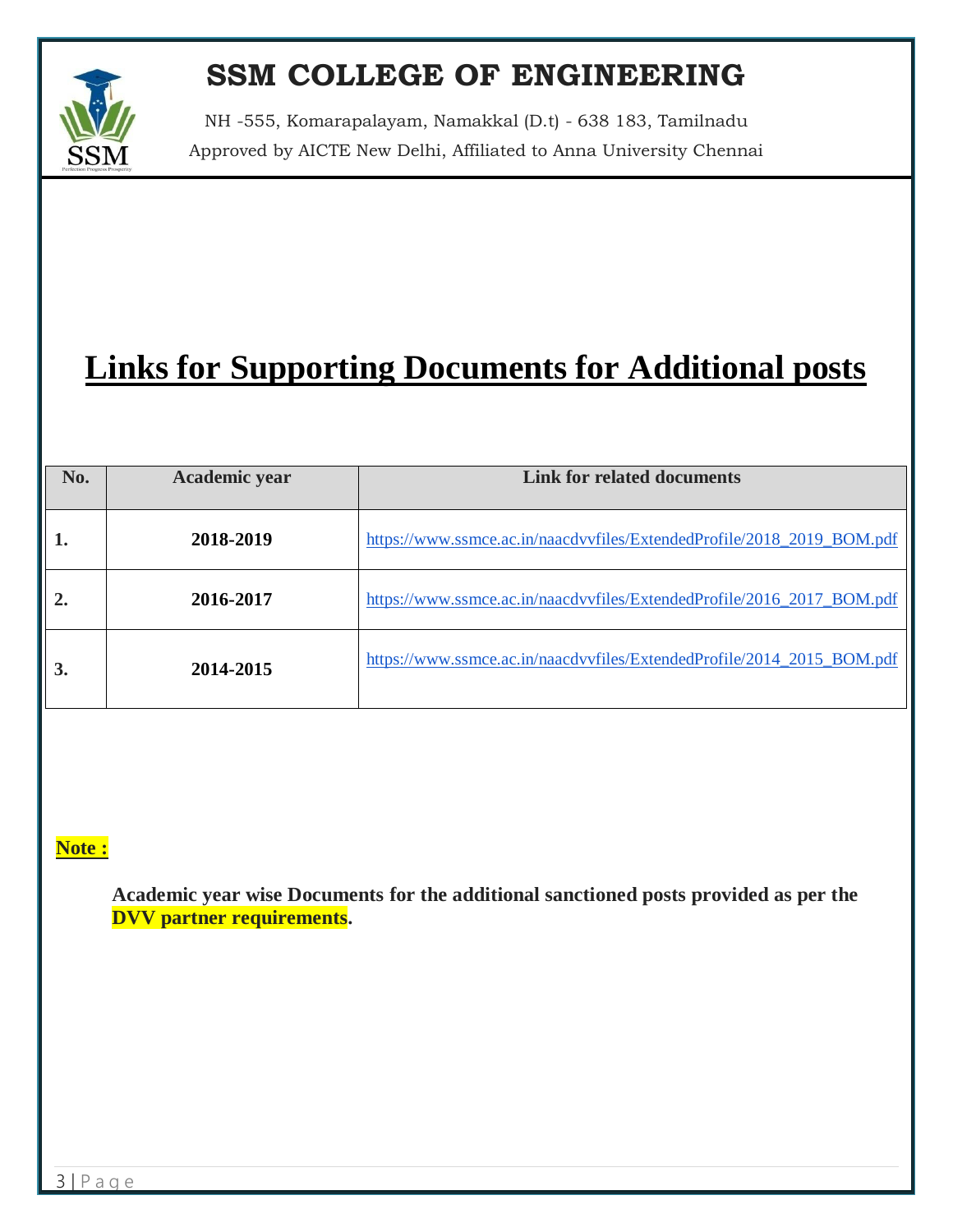# SSM COLLEGE OF ENGINEERING

NH -555, Komarapalayam, Namakkal (D.t) - 638 183, Tamilnadu
Approved by AICTE New Delhi, Affiliated to Anna University Chennai

# Links for Supporting Documents for Additional posts

| No. | Academic year | Link for related documents |
|---|---|---|
| **1.** | **2018-2019** | https://www.ssmce.ac.in/naacdvvfiles/ExtendedProfile/2018_2019_BOM.pdf |
| **2.** | **2016-2017** | https://www.ssmce.ac.in/naacdvvfiles/ExtendedProfile/2016_2017_BOM.pdf |
| **3.** | **2014-2015** | https://www.ssmce.ac.in/naacdvvfiles/ExtendedProfile/2014_2015_BOM.pdf |

**Note :**

**Academic year wise Documents for the additional sanctioned posts provided as per the DVV partner requirements.**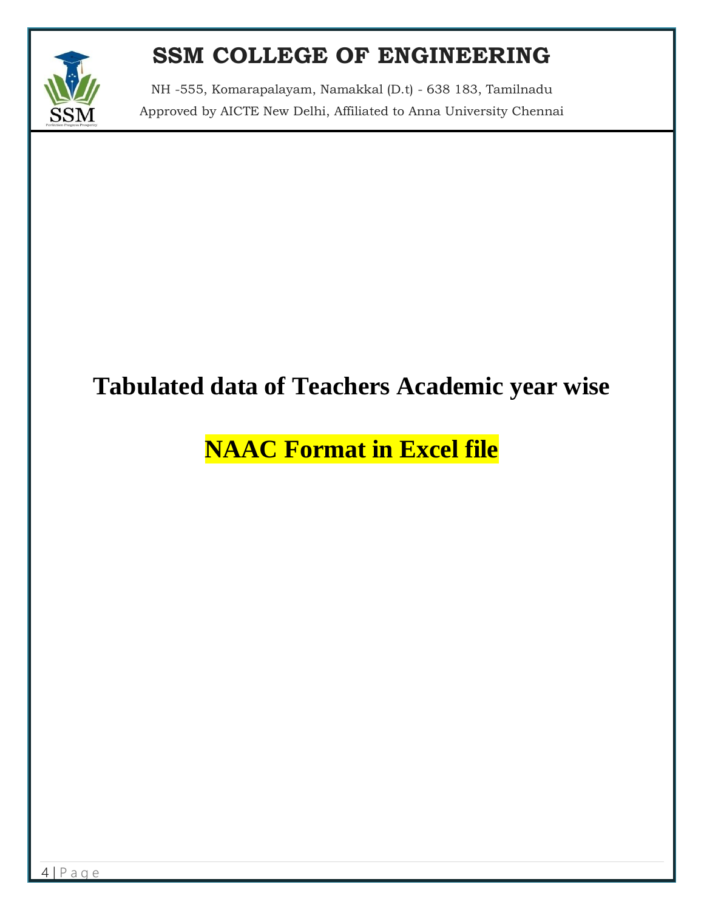# SSM COLLEGE OF ENGINEERING

NH -555, Komarapalayam, Namakkal (D.t) - 638 183, Tamilnadu

Approved by AICTE New Delhi, Affiliated to Anna University Chennai

# Tabulated data of Teachers Academic year wise

# NAAC Format in Excel file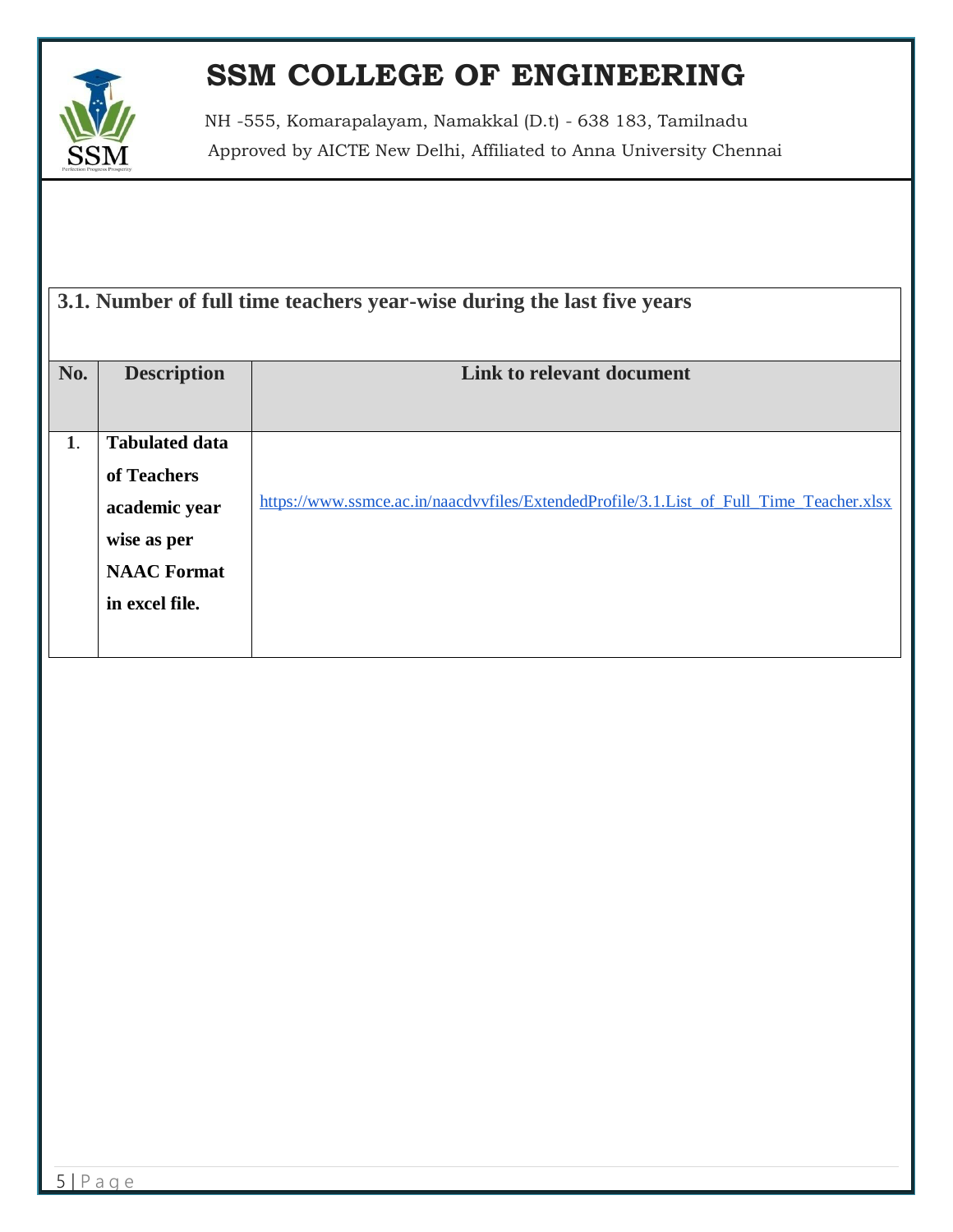# SSM COLLEGE OF ENGINEERING

NH -555, Komarapalayam, Namakkal (D.t) - 638 183, Tamilnadu

Approved by AICTE New Delhi, Affiliated to Anna University Chennai

## 3.1. Number of full time teachers year-wise during the last five years

| No. | Description | Link to relevant document |
|---|---|---|
| 1. | **Tabulated data of Teachers academic year wise as per NAAC Format in excel file.** | https://www.ssmce.ac.in/naacdvvfiles/ExtendedProfile/3.1.List_of_Full_Time_Teacher.xlsx |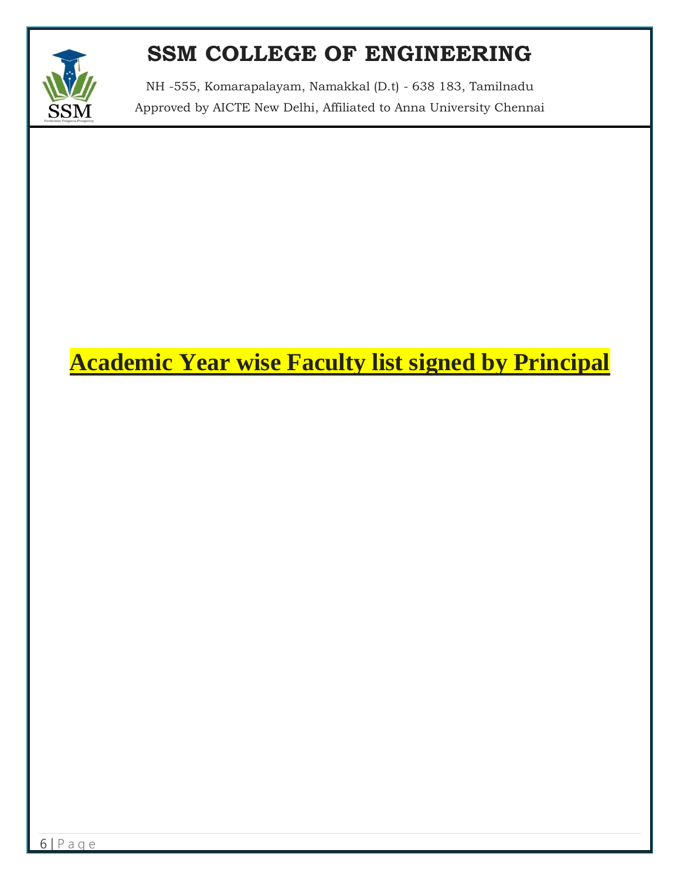# SSM COLLEGE OF ENGINEERING

NH -555, Komarapalayam, Namakkal (D.t) - 638 183, Tamilnadu

Approved by AICTE New Delhi, Affiliated to Anna University Chennai

# **Academic Year wise Faculty list signed by Principal**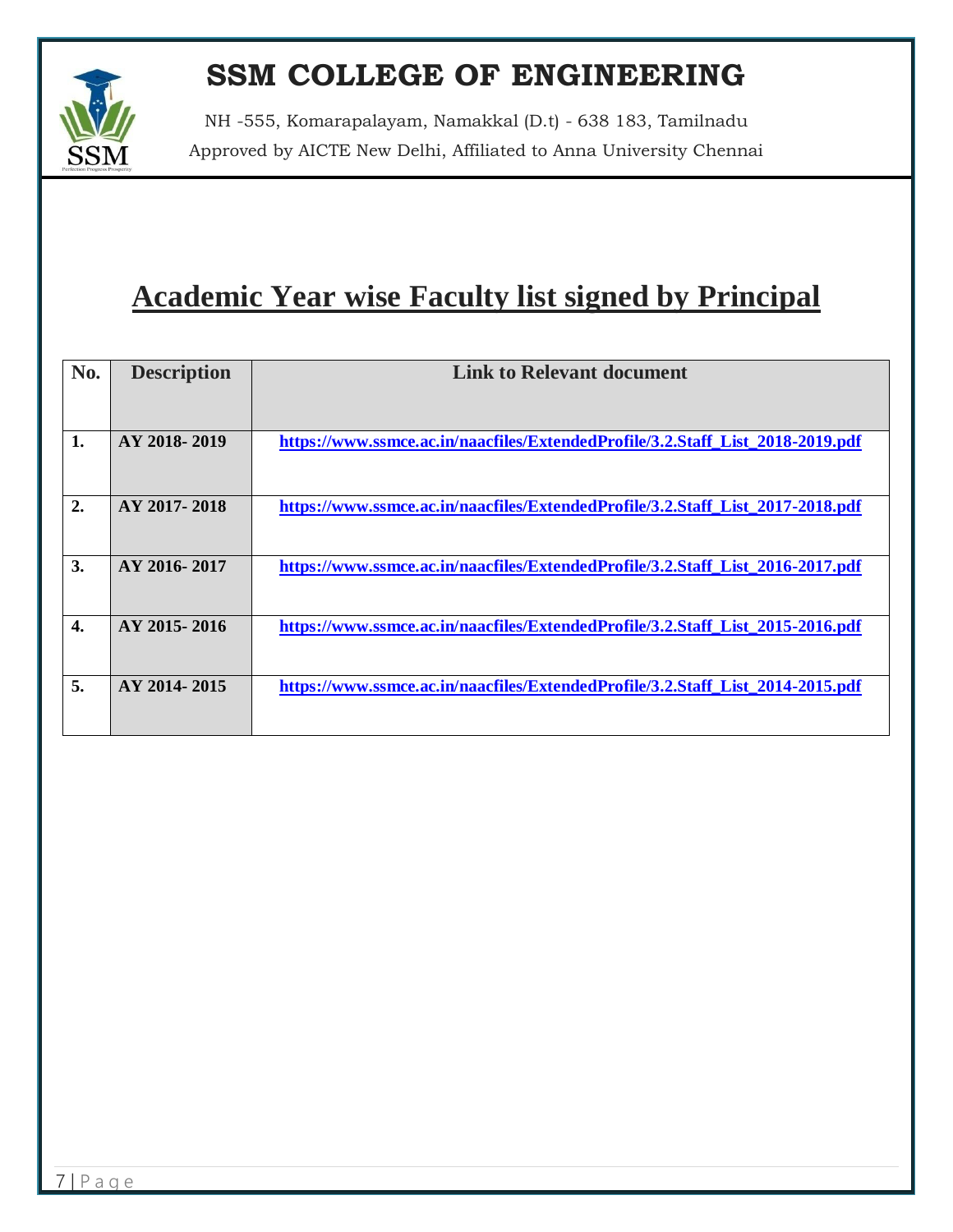# SSM COLLEGE OF ENGINEERING

NH -555, Komarapalayam, Namakkal (D.t) - 638 183, Tamilnadu

Approved by AICTE New Delhi, Affiliated to Anna University Chennai

## Academic Year wise Faculty list signed by Principal

| No. | Description | Link to Relevant document |
|---|---|---|
| 1. | AY 2018- 2019 | https://www.ssmce.ac.in/naacfiles/ExtendedProfile/3.2.Staff_List_2018-2019.pdf |
| 2. | AY 2017- 2018 | https://www.ssmce.ac.in/naacfiles/ExtendedProfile/3.2.Staff_List_2017-2018.pdf |
| 3. | AY 2016- 2017 | https://www.ssmce.ac.in/naacfiles/ExtendedProfile/3.2.Staff_List_2016-2017.pdf |
| 4. | AY 2015- 2016 | https://www.ssmce.ac.in/naacfiles/ExtendedProfile/3.2.Staff_List_2015-2016.pdf |
| 5. | AY 2014- 2015 | https://www.ssmce.ac.in/naacfiles/ExtendedProfile/3.2.Staff_List_2014-2015.pdf |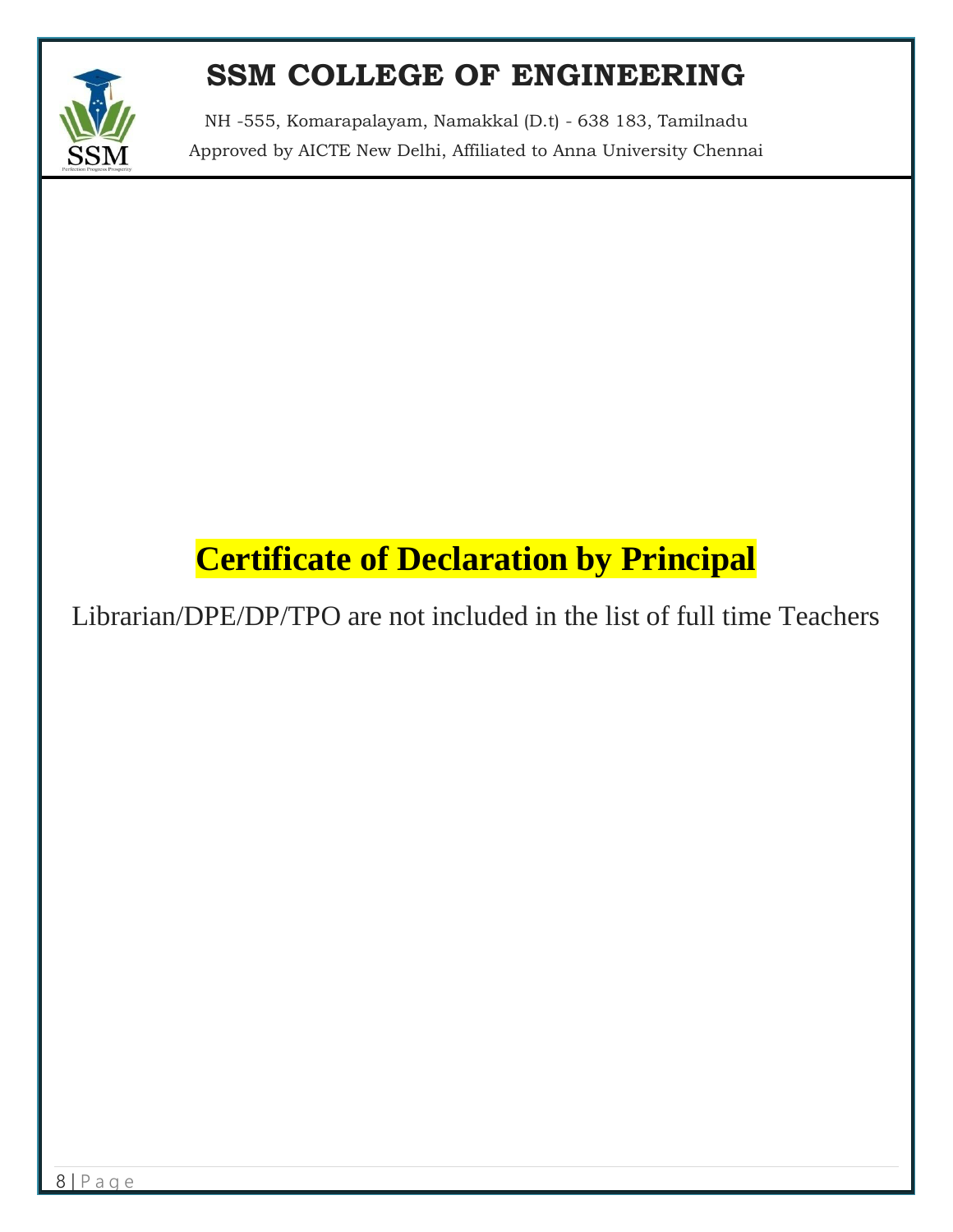# SSM COLLEGE OF ENGINEERING

NH -555, Komarapalayam, Namakkal (D.t) - 638 183, Tamilnadu

Approved by AICTE New Delhi, Affiliated to Anna University Chennai

## Certificate of Declaration by Principal

Librarian/DPE/DP/TPO are not included in the list of full time Teachers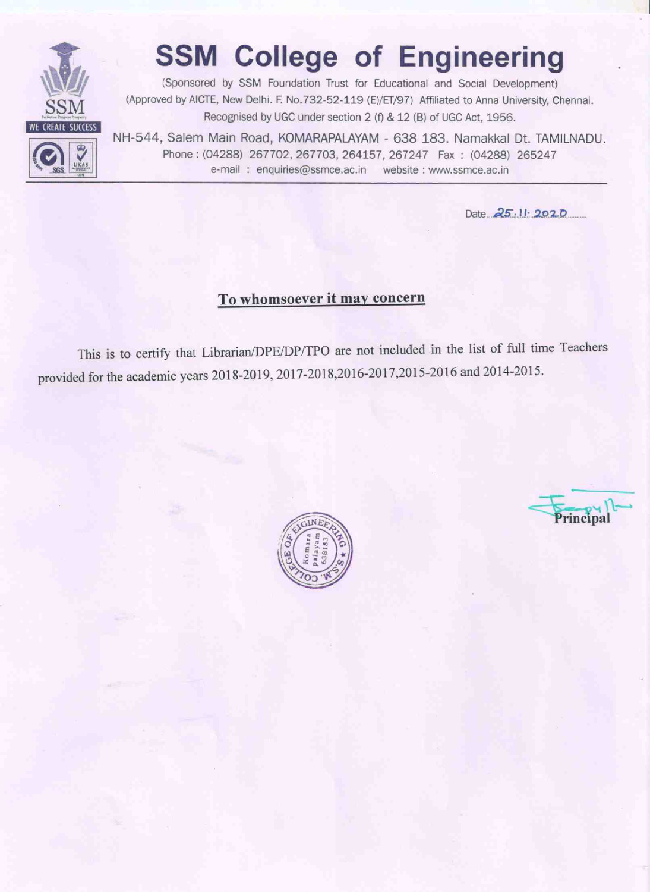# SSM College of Engineering

(Sponsored by SSM Foundation Trust for Educational and Social Development)
(Approved by AICTE, New Delhi. F. No.732-52-119 (E)/ET/97) Affiliated to Anna University, Chennai.
Recognised by UGC under section 2 (f) & 12 (B) of UGC Act, 1956.

NH-544, Salem Main Road, KOMARAPALAYAM - 638 183. Namakkal Dt. TAMILNADU.
Phone : (04288) 267702, 267703, 264157, 267247 Fax : (04288) 265247
e-mail : enquiries@ssmce.ac.in website : www.ssmce.ac.in

Date 25.11.2020

**To whomsoever it may concern**

This is to certify that Librarian/DPE/DP/TPO are not included in the list of full time Teachers provided for the academic years 2018-2019, 2017-2018, 2016-2017, 2015-2016 and 2014-2015.

Principal